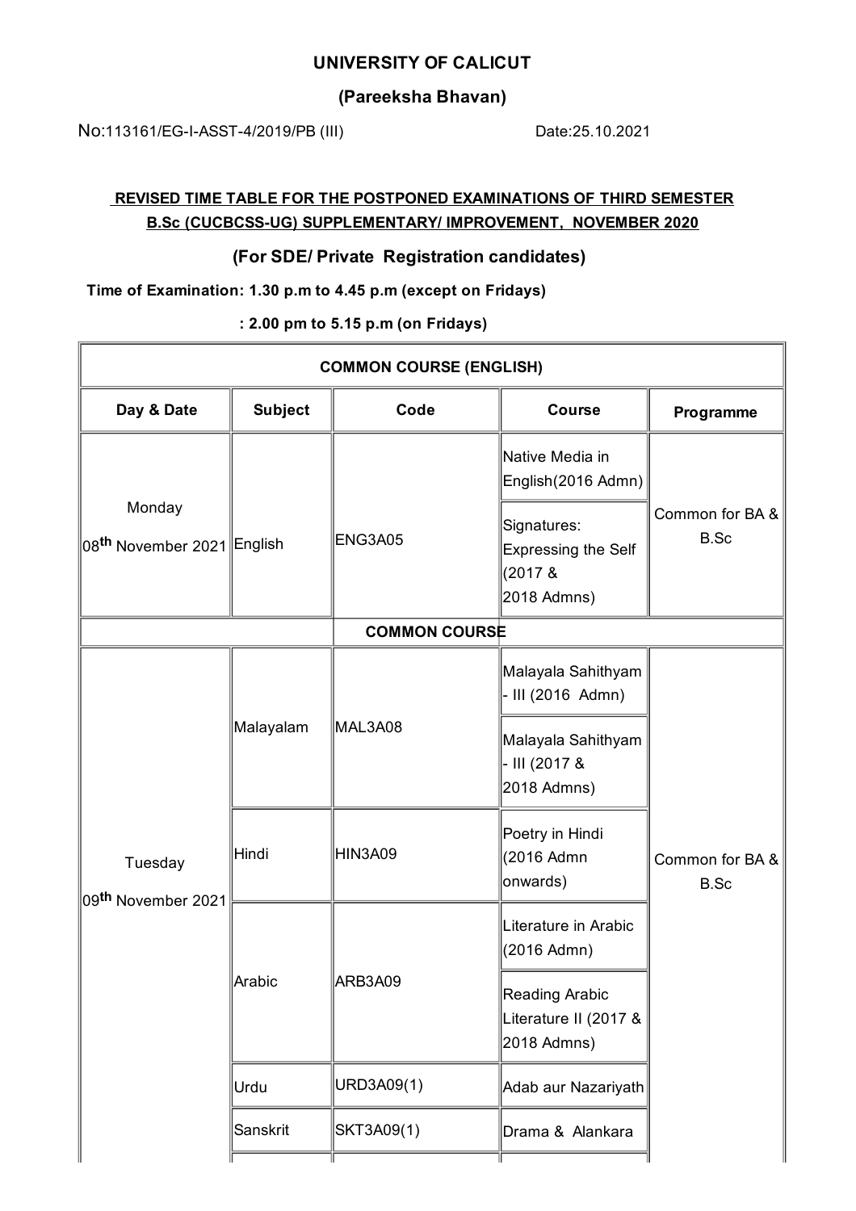# UNIVERSITY OF CALICUT

## (Pareeksha Bhavan)

No:113161/EG-I-ASST-4/2019/PB (III) Date:25.10.2021

**REVISED TIME TABLE FOR THE POSTPONED EXAMINATIONS OF THIRD SEMESTER B.Sc (CUCBCSS-UG) SUPPLEMENTARY/ IMPROVEMENT, NOVEMBER 2020**

## (For SDE/ Private Registration candidates)

**Time of Examination: 1.30 p.m to 4.45 p.m (except on Fridays)**

**: 2.00 pm to 5.15 p.m (on Fridays)**

| COMMON COURSE (ENGLISH) | | | | |
|---|---|---|---|---|
| **Day & Date** | **Subject** | **Code** | **Course** | **Programme** |
| Monday 08th November 2021 | English | ENG3A05 | Native Media in English(2016 Admn) | Common for BA & B.Sc |
| | | | Signatures: Expressing the Self (2017 & 2018 Admns) | |
| **COMMON COURSE** | | | | |
| Tuesday 09th November 2021 | Malayalam | MAL3A08 | Malayala Sahithyam - III (2016 Admn) | Common for BA & B.Sc |
| | | | Malayala Sahithyam - III (2017 & 2018 Admns) | |
| | Hindi | HIN3A09 | Poetry in Hindi (2016 Admn onwards) | |
| | Arabic | ARB3A09 | Literature in Arabic (2016 Admn) | |
| | | | Reading Arabic Literature II (2017 & 2018 Admns) | |
| | Urdu | URD3A09(1) | Adab aur Nazariyath | |
| | Sanskrit | SKT3A09(1) | Drama & Alankara | |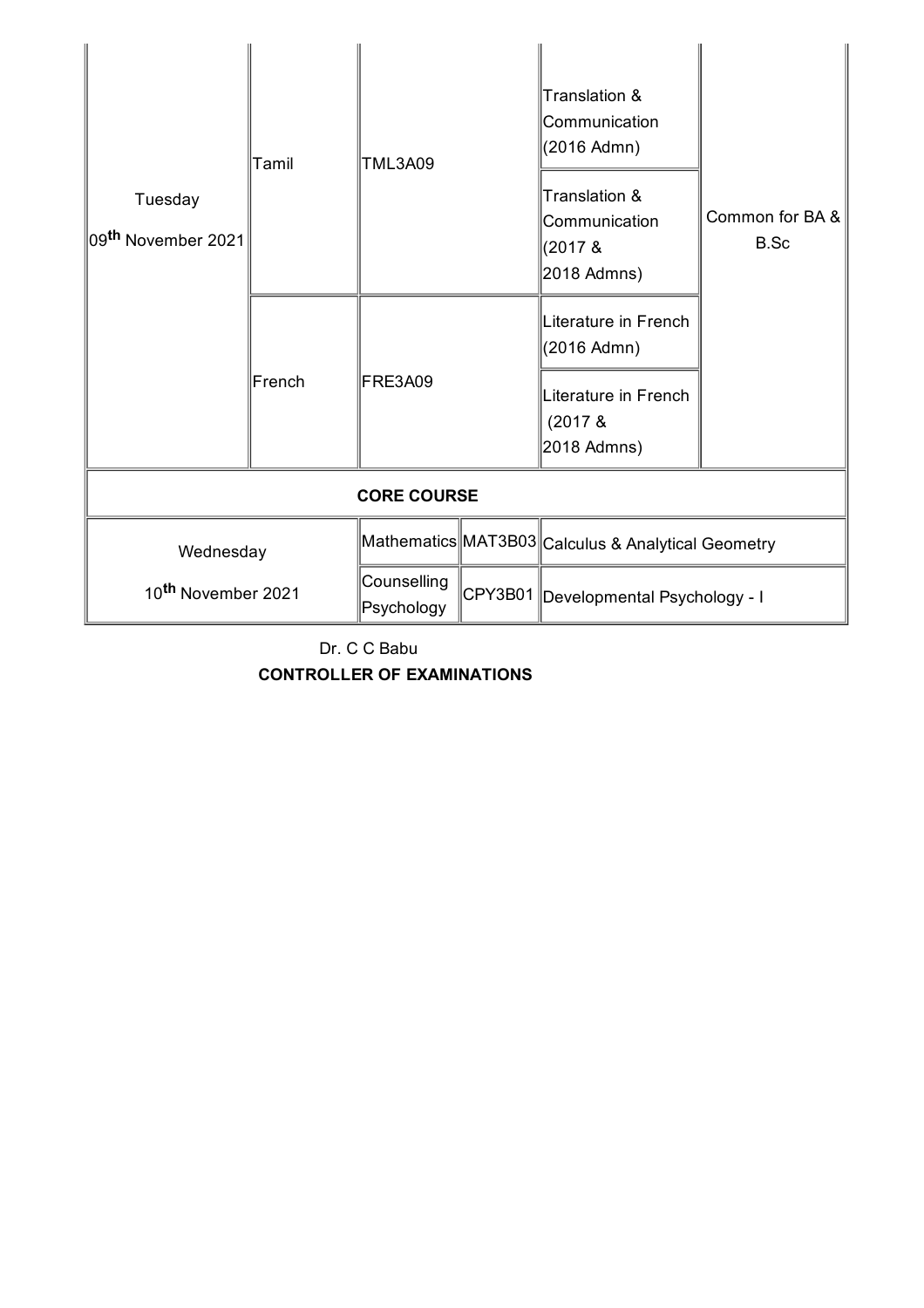| | | | | |
|---|---|---|---|---|
| Tuesday 09th November 2021 | Tamil | TML3A09 | Translation & Communication (2016 Admn) | Common for BA & B.Sc |
| | | | Translation & Communication (2017 & 2018 Admns) | |
| | French | FRE3A09 | Literature in French (2016 Admn) | |
| | | | Literature in French (2017 & 2018 Admns) | |
| **CORE COURSE** | | | | |
| Wednesday 10th November 2021 | Mathematics | MAT3B03 | Calculus & Analytical Geometry | |
| | Counselling Psychology | CPY3B01 | Developmental Psychology - I | |

Dr. C C Babu

**CONTROLLER OF EXAMINATIONS**